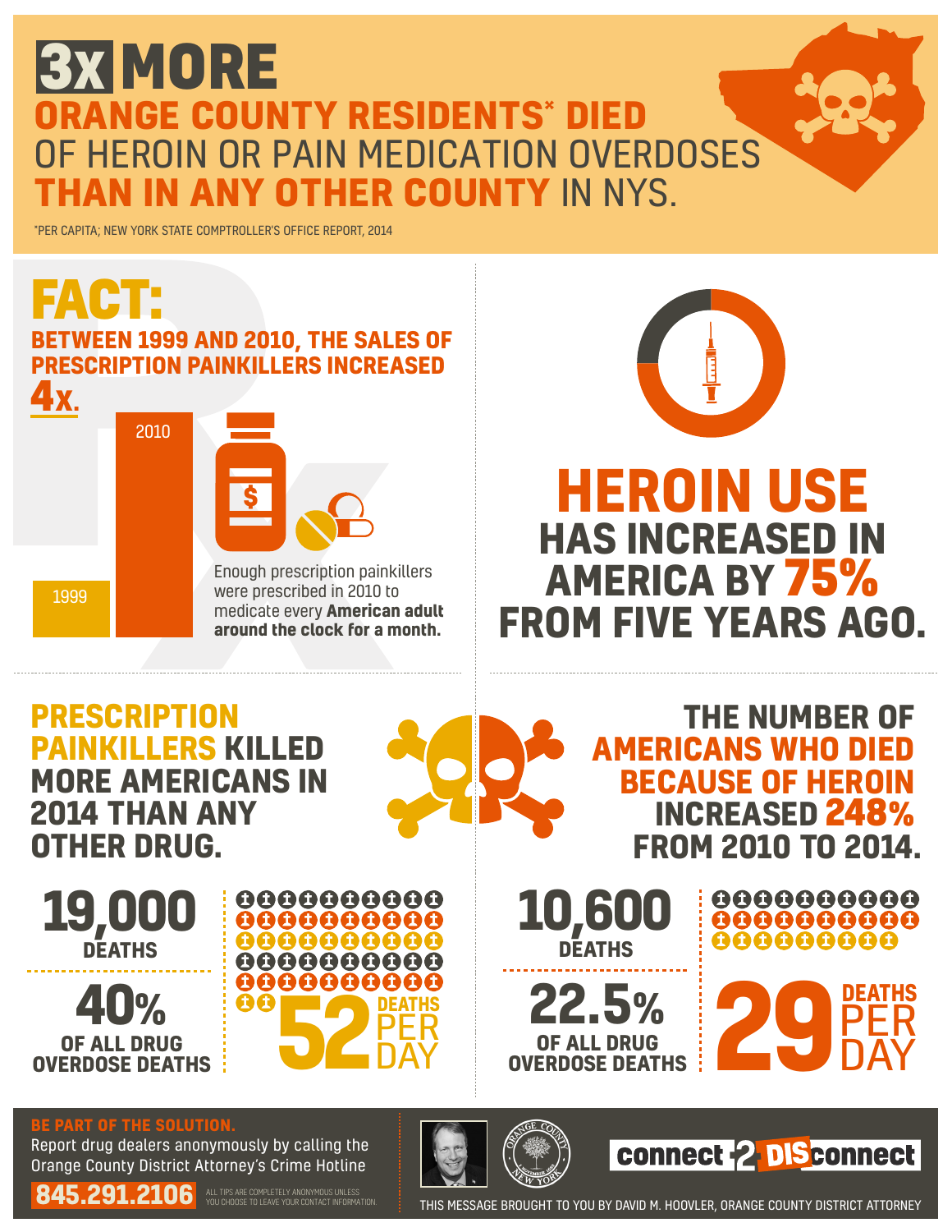# 3X MORE ORANGE COUNTY RESIDENTS* DIED OF HEROIN OR PAIN MEDICATION OVERDOSES THAN IN ANY OTHER COUNTY IN NYS.

*PER CAPITA; NEW YORK STATE COMPTROLLER'S OFFICE REPORT, 2014

## FACT:

**BETWEEN 1999 AND 2010, THE SALES OF PRESCRIPTION PAINKILLERS INCREASED 4X.**

1999

2010

Enough prescription painkillers were prescribed in 2010 to medicate every **American adult around the clock for a month.**

## HEROIN USE HAS INCREASED IN AMERICA BY 75% FROM FIVE YEARS AGO.

## PRESCRIPTION PAINKILLERS KILLED MORE AMERICANS IN 2014 THAN ANY OTHER DRUG.

**19,000** DEATHS

**40%** OF ALL DRUG OVERDOSE DEATHS

**52** DEATHS PER DAY

## THE NUMBER OF AMERICANS WHO DIED BECAUSE OF HEROIN INCREASED 248% FROM 2010 TO 2014.

**10,600** DEATHS

**22.5%** OF ALL DRUG OVERDOSE DEATHS

**29** DEATHS PER DAY

**BE PART OF THE SOLUTION.**

Report drug dealers anonymously by calling the Orange County District Attorney's Crime Hotline

**845.291.2106**

ALL TIPS ARE COMPLETELY ANONYMOUS UNLESS YOU CHOOSE TO LEAVE YOUR CONTACT INFORMATION.

ORANGE COUNTY NEW YORK

connect 2 DISconnect

THIS MESSAGE BROUGHT TO YOU BY DAVID M. HOOVLER, ORANGE COUNTY DISTRICT ATTORNEY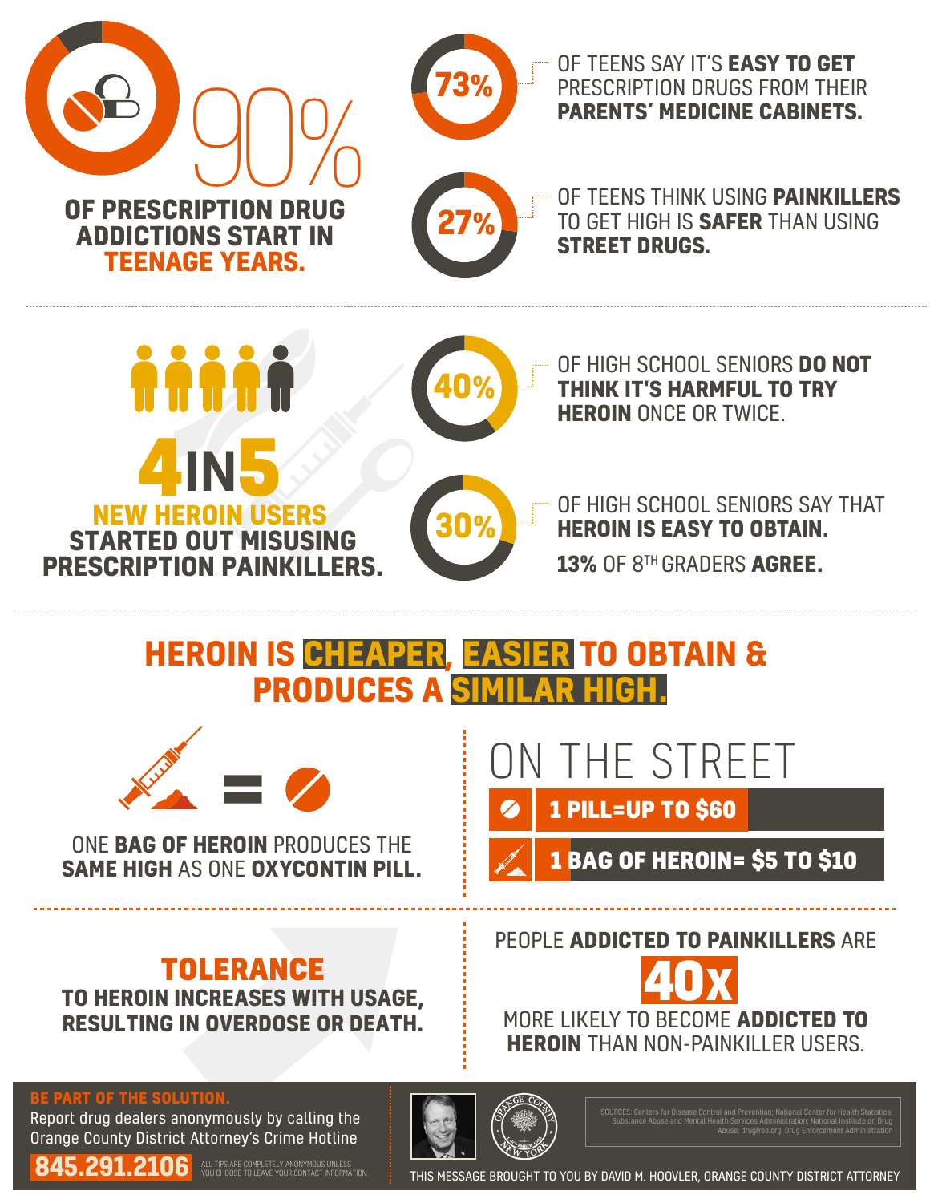**90%** OF PRESCRIPTION DRUG ADDICTIONS START IN **TEENAGE YEARS.**

**73%** OF TEENS SAY IT'S **EASY TO GET** PRESCRIPTION DRUGS FROM THEIR **PARENTS' MEDICINE CABINETS.**

**27%** OF TEENS THINK USING **PAINKILLERS** TO GET HIGH IS **SAFER** THAN USING **STREET DRUGS.**

**4 IN 5** **NEW HEROIN USERS STARTED OUT MISUSING PRESCRIPTION PAINKILLERS.**

**40%** OF HIGH SCHOOL SENIORS **DO NOT THINK IT'S HARMFUL TO TRY HEROIN** ONCE OR TWICE.

**30%** OF HIGH SCHOOL SENIORS SAY THAT **HEROIN IS EASY TO OBTAIN.**

**13%** OF 8TH GRADERS **AGREE.**

## HEROIN IS CHEAPER, EASIER TO OBTAIN & PRODUCES A SIMILAR HIGH.

ONE **BAG OF HEROIN** PRODUCES THE **SAME HIGH** AS ONE **OXYCONTIN PILL.**

## ON THE STREET

**1 PILL=UP TO $60**

**1 BAG OF HEROIN= $5 TO $10**

**TOLERANCE** TO HEROIN INCREASES WITH USAGE, RESULTING IN OVERDOSE OR DEATH.

PEOPLE **ADDICTED TO PAINKILLERS** ARE **40x** MORE LIKELY TO BECOME **ADDICTED TO HEROIN** THAN NON-PAINKILLER USERS.

**BE PART OF THE SOLUTION.**

Report drug dealers anonymously by calling the Orange County District Attorney's Crime Hotline

**845.291.2106**

ALL TIPS ARE COMPLETELY ANONYMOUS UNLESS YOU CHOOSE TO LEAVE YOUR CONTACT INFORMATION.

SOURCES: Centers for Disease Control and Prevention; National Center for Health Statistics; Substance Abuse and Mental Health Services Administration; National Institute on Drug Abuse; drugfree.org; Drug Enforcement Administration

THIS MESSAGE BROUGHT TO YOU BY DAVID M. HOOVLER, ORANGE COUNTY DISTRICT ATTORNEY